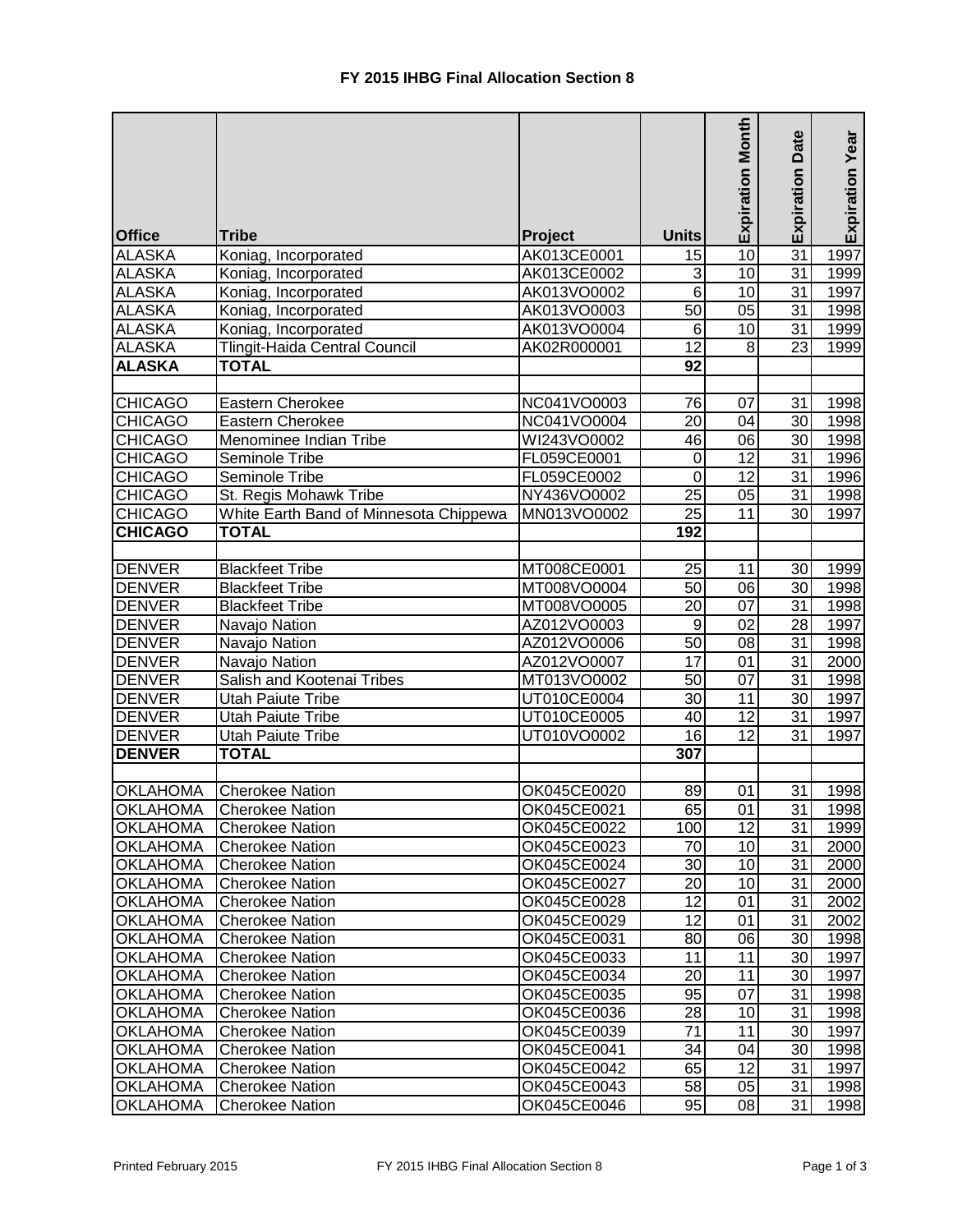# FY 2015 IHBG Final Allocation Section 8

| Office | Tribe | Project | Units | Expiration Month | Expiration Date | Expiration Year |
|---|---|---|---|---|---|---|
| ALASKA | Koniag, Incorporated | AK013CE0001 | 15 | 10 | 31 | 1997 |
| ALASKA | Koniag, Incorporated | AK013CE0002 | 3 | 10 | 31 | 1999 |
| ALASKA | Koniag, Incorporated | AK013VO0002 | 6 | 10 | 31 | 1997 |
| ALASKA | Koniag, Incorporated | AK013VO0003 | 50 | 05 | 31 | 1998 |
| ALASKA | Koniag, Incorporated | AK013VO0004 | 6 | 10 | 31 | 1999 |
| ALASKA | Tlingit-Haida Central Council | AK02R000001 | 12 | 8 | 23 | 1999 |
| **ALASKA** | **TOTAL** | | **92** | | | |
| | | | | | | |
| CHICAGO | Eastern Cherokee | NC041VO0003 | 76 | 07 | 31 | 1998 |
| CHICAGO | Eastern Cherokee | NC041VO0004 | 20 | 04 | 30 | 1998 |
| CHICAGO | Menominee Indian Tribe | WI243VO0002 | 46 | 06 | 30 | 1998 |
| CHICAGO | Seminole Tribe | FL059CE0001 | 0 | 12 | 31 | 1996 |
| CHICAGO | Seminole Tribe | FL059CE0002 | 0 | 12 | 31 | 1996 |
| CHICAGO | St. Regis Mohawk Tribe | NY436VO0002 | 25 | 05 | 31 | 1998 |
| CHICAGO | White Earth Band of Minnesota Chippewa | MN013VO0002 | 25 | 11 | 30 | 1997 |
| **CHICAGO** | **TOTAL** | | **192** | | | |
| | | | | | | |
| DENVER | Blackfeet Tribe | MT008CE0001 | 25 | 11 | 30 | 1999 |
| DENVER | Blackfeet Tribe | MT008VO0004 | 50 | 06 | 30 | 1998 |
| DENVER | Blackfeet Tribe | MT008VO0005 | 20 | 07 | 31 | 1998 |
| DENVER | Navajo Nation | AZ012VO0003 | 9 | 02 | 28 | 1997 |
| DENVER | Navajo Nation | AZ012VO0006 | 50 | 08 | 31 | 1998 |
| DENVER | Navajo Nation | AZ012VO0007 | 17 | 01 | 31 | 2000 |
| DENVER | Salish and Kootenai Tribes | MT013VO0002 | 50 | 07 | 31 | 1998 |
| DENVER | Utah Paiute Tribe | UT010CE0004 | 30 | 11 | 30 | 1997 |
| DENVER | Utah Paiute Tribe | UT010CE0005 | 40 | 12 | 31 | 1997 |
| DENVER | Utah Paiute Tribe | UT010VO0002 | 16 | 12 | 31 | 1997 |
| **DENVER** | **TOTAL** | | **307** | | | |
| | | | | | | |
| OKLAHOMA | Cherokee Nation | OK045CE0020 | 89 | 01 | 31 | 1998 |
| OKLAHOMA | Cherokee Nation | OK045CE0021 | 65 | 01 | 31 | 1998 |
| OKLAHOMA | Cherokee Nation | OK045CE0022 | 100 | 12 | 31 | 1999 |
| OKLAHOMA | Cherokee Nation | OK045CE0023 | 70 | 10 | 31 | 2000 |
| OKLAHOMA | Cherokee Nation | OK045CE0024 | 30 | 10 | 31 | 2000 |
| OKLAHOMA | Cherokee Nation | OK045CE0027 | 20 | 10 | 31 | 2000 |
| OKLAHOMA | Cherokee Nation | OK045CE0028 | 12 | 01 | 31 | 2002 |
| OKLAHOMA | Cherokee Nation | OK045CE0029 | 12 | 01 | 31 | 2002 |
| OKLAHOMA | Cherokee Nation | OK045CE0031 | 80 | 06 | 30 | 1998 |
| OKLAHOMA | Cherokee Nation | OK045CE0033 | 11 | 11 | 30 | 1997 |
| OKLAHOMA | Cherokee Nation | OK045CE0034 | 20 | 11 | 30 | 1997 |
| OKLAHOMA | Cherokee Nation | OK045CE0035 | 95 | 07 | 31 | 1998 |
| OKLAHOMA | Cherokee Nation | OK045CE0036 | 28 | 10 | 31 | 1998 |
| OKLAHOMA | Cherokee Nation | OK045CE0039 | 71 | 11 | 30 | 1997 |
| OKLAHOMA | Cherokee Nation | OK045CE0041 | 34 | 04 | 30 | 1998 |
| OKLAHOMA | Cherokee Nation | OK045CE0042 | 65 | 12 | 31 | 1997 |
| OKLAHOMA | Cherokee Nation | OK045CE0043 | 58 | 05 | 31 | 1998 |
| OKLAHOMA | Cherokee Nation | OK045CE0046 | 95 | 08 | 31 | 1998 |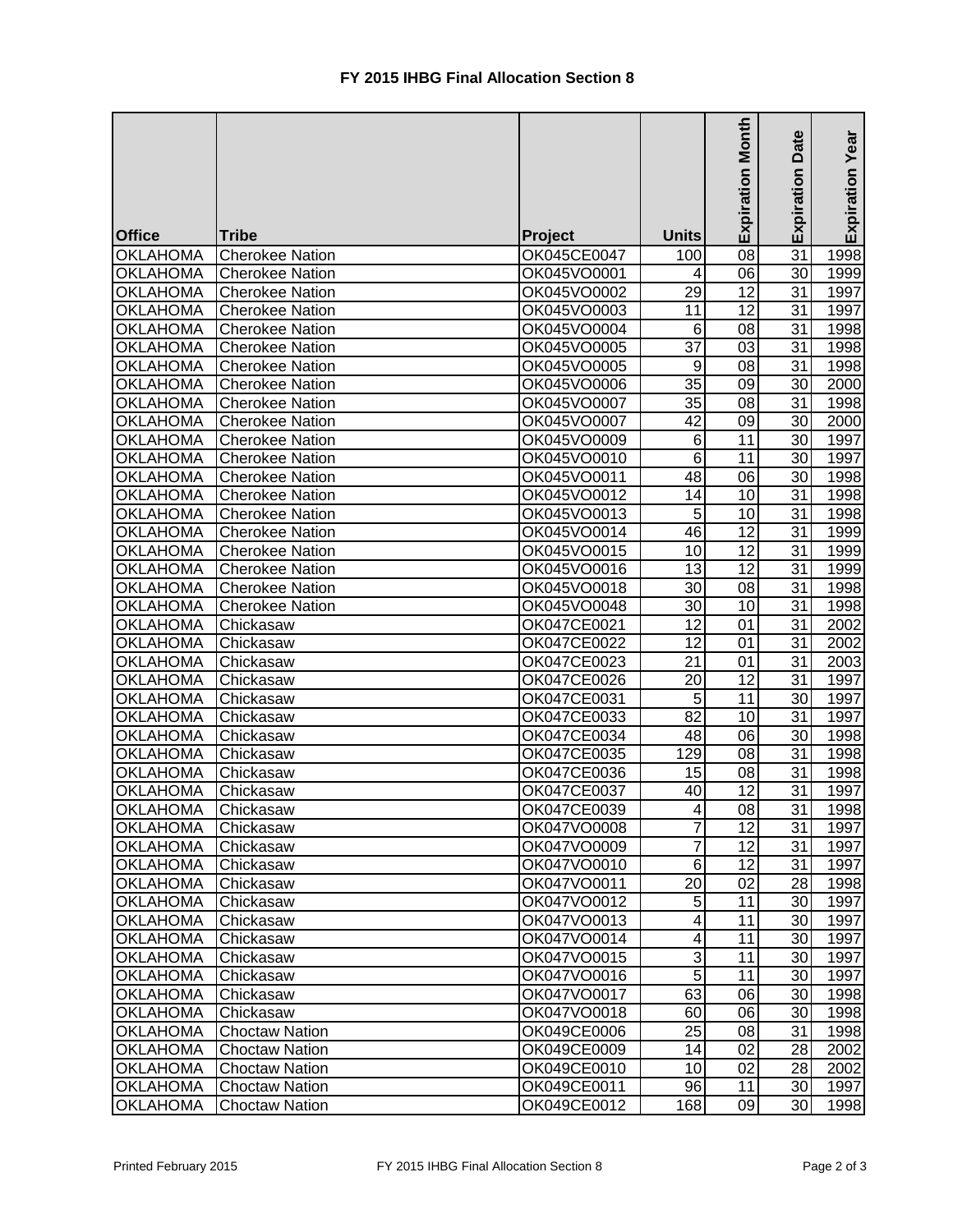# FY 2015 IHBG Final Allocation Section 8

| Office | Tribe | Project | Units | Expiration Month | Expiration Date | Expiration Year |
|---|---|---|---|---|---|---|
| OKLAHOMA | Cherokee Nation | OK045CE0047 | 100 | 08 | 31 | 1998 |
| OKLAHOMA | Cherokee Nation | OK045VO0001 | 4 | 06 | 30 | 1999 |
| OKLAHOMA | Cherokee Nation | OK045VO0002 | 29 | 12 | 31 | 1997 |
| OKLAHOMA | Cherokee Nation | OK045VO0003 | 11 | 12 | 31 | 1997 |
| OKLAHOMA | Cherokee Nation | OK045VO0004 | 6 | 08 | 31 | 1998 |
| OKLAHOMA | Cherokee Nation | OK045VO0005 | 37 | 03 | 31 | 1998 |
| OKLAHOMA | Cherokee Nation | OK045VO0005 | 9 | 08 | 31 | 1998 |
| OKLAHOMA | Cherokee Nation | OK045VO0006 | 35 | 09 | 30 | 2000 |
| OKLAHOMA | Cherokee Nation | OK045VO0007 | 35 | 08 | 31 | 1998 |
| OKLAHOMA | Cherokee Nation | OK045VO0007 | 42 | 09 | 30 | 2000 |
| OKLAHOMA | Cherokee Nation | OK045VO0009 | 6 | 11 | 30 | 1997 |
| OKLAHOMA | Cherokee Nation | OK045VO0010 | 6 | 11 | 30 | 1997 |
| OKLAHOMA | Cherokee Nation | OK045VO0011 | 48 | 06 | 30 | 1998 |
| OKLAHOMA | Cherokee Nation | OK045VO0012 | 14 | 10 | 31 | 1998 |
| OKLAHOMA | Cherokee Nation | OK045VO0013 | 5 | 10 | 31 | 1998 |
| OKLAHOMA | Cherokee Nation | OK045VO0014 | 46 | 12 | 31 | 1999 |
| OKLAHOMA | Cherokee Nation | OK045VO0015 | 10 | 12 | 31 | 1999 |
| OKLAHOMA | Cherokee Nation | OK045VO0016 | 13 | 12 | 31 | 1999 |
| OKLAHOMA | Cherokee Nation | OK045VO0018 | 30 | 08 | 31 | 1998 |
| OKLAHOMA | Cherokee Nation | OK045VO0048 | 30 | 10 | 31 | 1998 |
| OKLAHOMA | Chickasaw | OK047CE0021 | 12 | 01 | 31 | 2002 |
| OKLAHOMA | Chickasaw | OK047CE0022 | 12 | 01 | 31 | 2002 |
| OKLAHOMA | Chickasaw | OK047CE0023 | 21 | 01 | 31 | 2003 |
| OKLAHOMA | Chickasaw | OK047CE0026 | 20 | 12 | 31 | 1997 |
| OKLAHOMA | Chickasaw | OK047CE0031 | 5 | 11 | 30 | 1997 |
| OKLAHOMA | Chickasaw | OK047CE0033 | 82 | 10 | 31 | 1997 |
| OKLAHOMA | Chickasaw | OK047CE0034 | 48 | 06 | 30 | 1998 |
| OKLAHOMA | Chickasaw | OK047CE0035 | 129 | 08 | 31 | 1998 |
| OKLAHOMA | Chickasaw | OK047CE0036 | 15 | 08 | 31 | 1998 |
| OKLAHOMA | Chickasaw | OK047CE0037 | 40 | 12 | 31 | 1997 |
| OKLAHOMA | Chickasaw | OK047CE0039 | 4 | 08 | 31 | 1998 |
| OKLAHOMA | Chickasaw | OK047VO0008 | 7 | 12 | 31 | 1997 |
| OKLAHOMA | Chickasaw | OK047VO0009 | 7 | 12 | 31 | 1997 |
| OKLAHOMA | Chickasaw | OK047VO0010 | 6 | 12 | 31 | 1997 |
| OKLAHOMA | Chickasaw | OK047VO0011 | 20 | 02 | 28 | 1998 |
| OKLAHOMA | Chickasaw | OK047VO0012 | 5 | 11 | 30 | 1997 |
| OKLAHOMA | Chickasaw | OK047VO0013 | 4 | 11 | 30 | 1997 |
| OKLAHOMA | Chickasaw | OK047VO0014 | 4 | 11 | 30 | 1997 |
| OKLAHOMA | Chickasaw | OK047VO0015 | 3 | 11 | 30 | 1997 |
| OKLAHOMA | Chickasaw | OK047VO0016 | 5 | 11 | 30 | 1997 |
| OKLAHOMA | Chickasaw | OK047VO0017 | 63 | 06 | 30 | 1998 |
| OKLAHOMA | Chickasaw | OK047VO0018 | 60 | 06 | 30 | 1998 |
| OKLAHOMA | Choctaw Nation | OK049CE0006 | 25 | 08 | 31 | 1998 |
| OKLAHOMA | Choctaw Nation | OK049CE0009 | 14 | 02 | 28 | 2002 |
| OKLAHOMA | Choctaw Nation | OK049CE0010 | 10 | 02 | 28 | 2002 |
| OKLAHOMA | Choctaw Nation | OK049CE0011 | 96 | 11 | 30 | 1997 |
| OKLAHOMA | Choctaw Nation | OK049CE0012 | 168 | 09 | 30 | 1998 |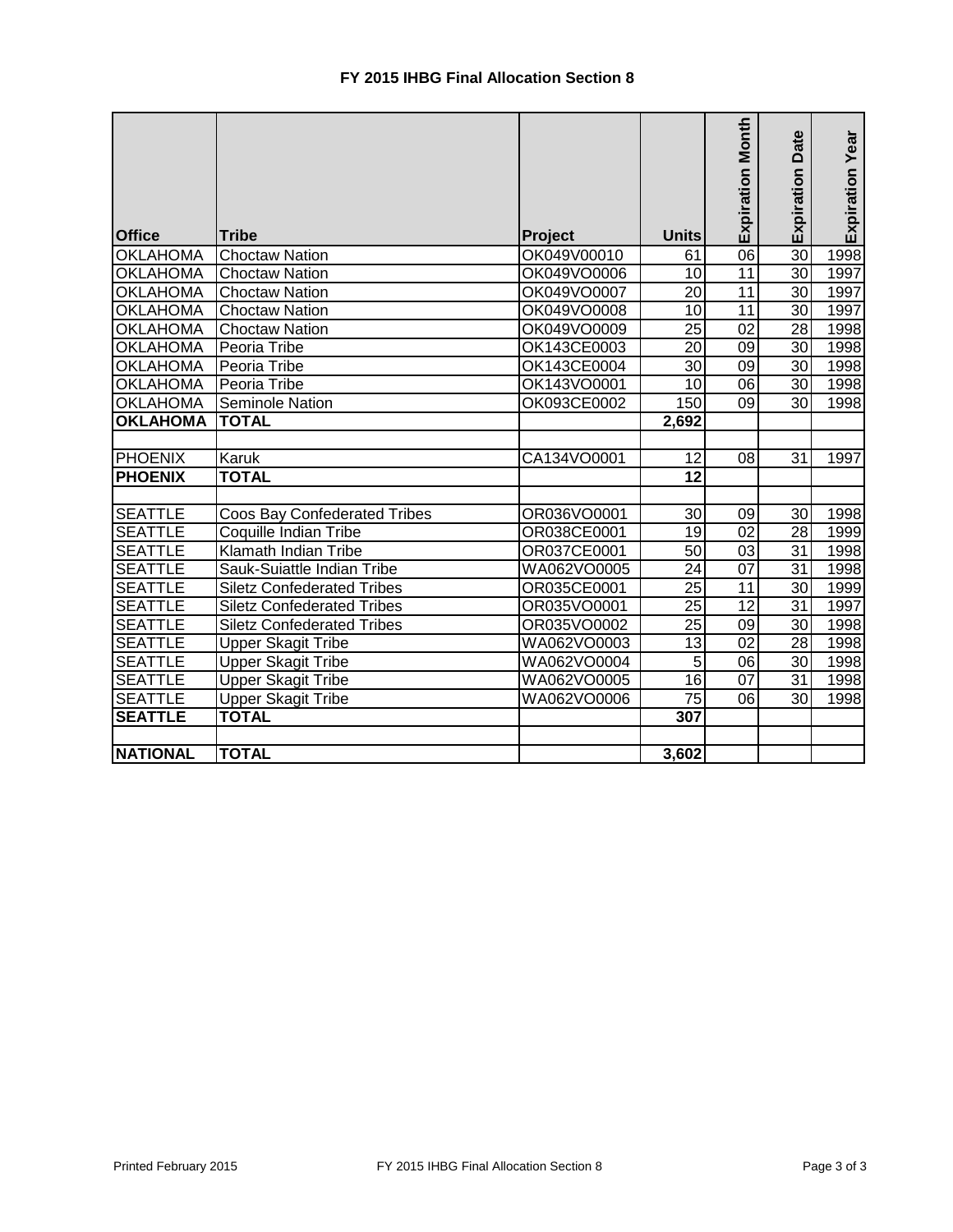# FY 2015 IHBG Final Allocation Section 8

| Office | Tribe | Project | Units | Expiration Month | Expiration Date | Expiration Year |
|---|---|---|---|---|---|---|
| OKLAHOMA | Choctaw Nation | OK049V00010 | 61 | 06 | 30 | 1998 |
| OKLAHOMA | Choctaw Nation | OK049VO0006 | 10 | 11 | 30 | 1997 |
| OKLAHOMA | Choctaw Nation | OK049VO0007 | 20 | 11 | 30 | 1997 |
| OKLAHOMA | Choctaw Nation | OK049VO0008 | 10 | 11 | 30 | 1997 |
| OKLAHOMA | Choctaw Nation | OK049VO0009 | 25 | 02 | 28 | 1998 |
| OKLAHOMA | Peoria Tribe | OK143CE0003 | 20 | 09 | 30 | 1998 |
| OKLAHOMA | Peoria Tribe | OK143CE0004 | 30 | 09 | 30 | 1998 |
| OKLAHOMA | Peoria Tribe | OK143VO0001 | 10 | 06 | 30 | 1998 |
| OKLAHOMA | Seminole Nation | OK093CE0002 | 150 | 09 | 30 | 1998 |
| **OKLAHOMA** | **TOTAL** | | **2,692** | | | |
| | | | | | | |
| PHOENIX | Karuk | CA134VO0001 | 12 | 08 | 31 | 1997 |
| **PHOENIX** | **TOTAL** | | **12** | | | |
| | | | | | | |
| SEATTLE | Coos Bay Confederated Tribes | OR036VO0001 | 30 | 09 | 30 | 1998 |
| SEATTLE | Coquille Indian Tribe | OR038CE0001 | 19 | 02 | 28 | 1999 |
| SEATTLE | Klamath Indian Tribe | OR037CE0001 | 50 | 03 | 31 | 1998 |
| SEATTLE | Sauk-Suiattle Indian Tribe | WA062VO0005 | 24 | 07 | 31 | 1998 |
| SEATTLE | Siletz Confederated Tribes | OR035CE0001 | 25 | 11 | 30 | 1999 |
| SEATTLE | Siletz Confederated Tribes | OR035VO0001 | 25 | 12 | 31 | 1997 |
| SEATTLE | Siletz Confederated Tribes | OR035VO0002 | 25 | 09 | 30 | 1998 |
| SEATTLE | Upper Skagit Tribe | WA062VO0003 | 13 | 02 | 28 | 1998 |
| SEATTLE | Upper Skagit Tribe | WA062VO0004 | 5 | 06 | 30 | 1998 |
| SEATTLE | Upper Skagit Tribe | WA062VO0005 | 16 | 07 | 31 | 1998 |
| SEATTLE | Upper Skagit Tribe | WA062VO0006 | 75 | 06 | 30 | 1998 |
| **SEATTLE** | **TOTAL** | | **307** | | | |
| | | | | | | |
| **NATIONAL** | **TOTAL** | | **3,602** | | | |